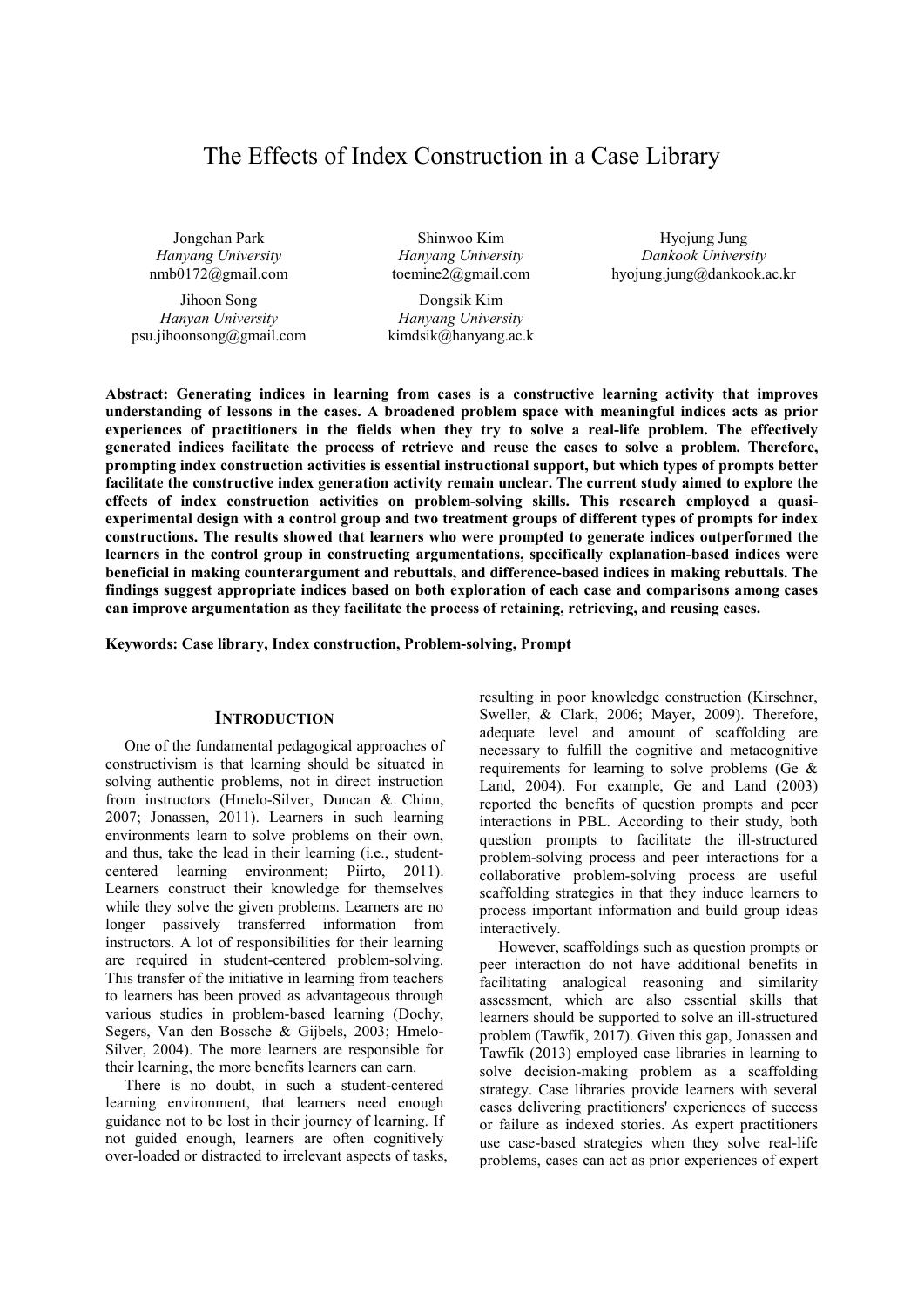# The Effects of Index Construction in a Case Library

Jongchan Park
*Hanyang University*
nmb0172@gmail.com

Shinwoo Kim
*Hanyang University*
toemine2@gmail.com

Hyojung Jung
*Dankook University*
hyojung.jung@dankook.ac.kr

Jihoon Song
*Hanyan University*
psu.jihoonsong@gmail.com

Dongsik Kim
*Hanyang University*
kimdsik@hanyang.ac.k

**Abstract: Generating indices in learning from cases is a constructive learning activity that improves understanding of lessons in the cases. A broadened problem space with meaningful indices acts as prior experiences of practitioners in the fields when they try to solve a real-life problem. The effectively generated indices facilitate the process of retrieve and reuse the cases to solve a problem. Therefore, prompting index construction activities is essential instructional support, but which types of prompts better facilitate the constructive index generation activity remain unclear. The current study aimed to explore the effects of index construction activities on problem-solving skills. This research employed a quasi-experimental design with a control group and two treatment groups of different types of prompts for index constructions. The results showed that learners who were prompted to generate indices outperformed the learners in the control group in constructing argumentations, specifically explanation-based indices were beneficial in making counterargument and rebuttals, and difference-based indices in making rebuttals. The findings suggest appropriate indices based on both exploration of each case and comparisons among cases can improve argumentation as they facilitate the process of retaining, retrieving, and reusing cases.**

**Keywords: Case library, Index construction, Problem-solving, Prompt**

## INTRODUCTION

One of the fundamental pedagogical approaches of constructivism is that learning should be situated in solving authentic problems, not in direct instruction from instructors (Hmelo-Silver, Duncan & Chinn, 2007; Jonassen, 2011). Learners in such learning environments learn to solve problems on their own, and thus, take the lead in their learning (i.e., student-centered learning environment; Piirto, 2011). Learners construct their knowledge for themselves while they solve the given problems. Learners are no longer passively transferred information from instructors. A lot of responsibilities for their learning are required in student-centered problem-solving. This transfer of the initiative in learning from teachers to learners has been proved as advantageous through various studies in problem-based learning (Dochy, Segers, Van den Bossche & Gijbels, 2003; Hmelo-Silver, 2004). The more learners are responsible for their learning, the more benefits learners can earn.

There is no doubt, in such a student-centered learning environment, that learners need enough guidance not to be lost in their journey of learning. If not guided enough, learners are often cognitively over-loaded or distracted to irrelevant aspects of tasks, resulting in poor knowledge construction (Kirschner, Sweller, & Clark, 2006; Mayer, 2009). Therefore, adequate level and amount of scaffolding are necessary to fulfill the cognitive and metacognitive requirements for learning to solve problems (Ge & Land, 2004). For example, Ge and Land (2003) reported the benefits of question prompts and peer interactions in PBL. According to their study, both question prompts to facilitate the ill-structured problem-solving process and peer interactions for a collaborative problem-solving process are useful scaffolding strategies in that they induce learners to process important information and build group ideas interactively.

However, scaffoldings such as question prompts or peer interaction do not have additional benefits in facilitating analogical reasoning and similarity assessment, which are also essential skills that learners should be supported to solve an ill-structured problem (Tawfik, 2017). Given this gap, Jonassen and Tawfik (2013) employed case libraries in learning to solve decision-making problem as a scaffolding strategy. Case libraries provide learners with several cases delivering practitioners' experiences of success or failure as indexed stories. As expert practitioners use case-based strategies when they solve real-life problems, cases can act as prior experiences of expert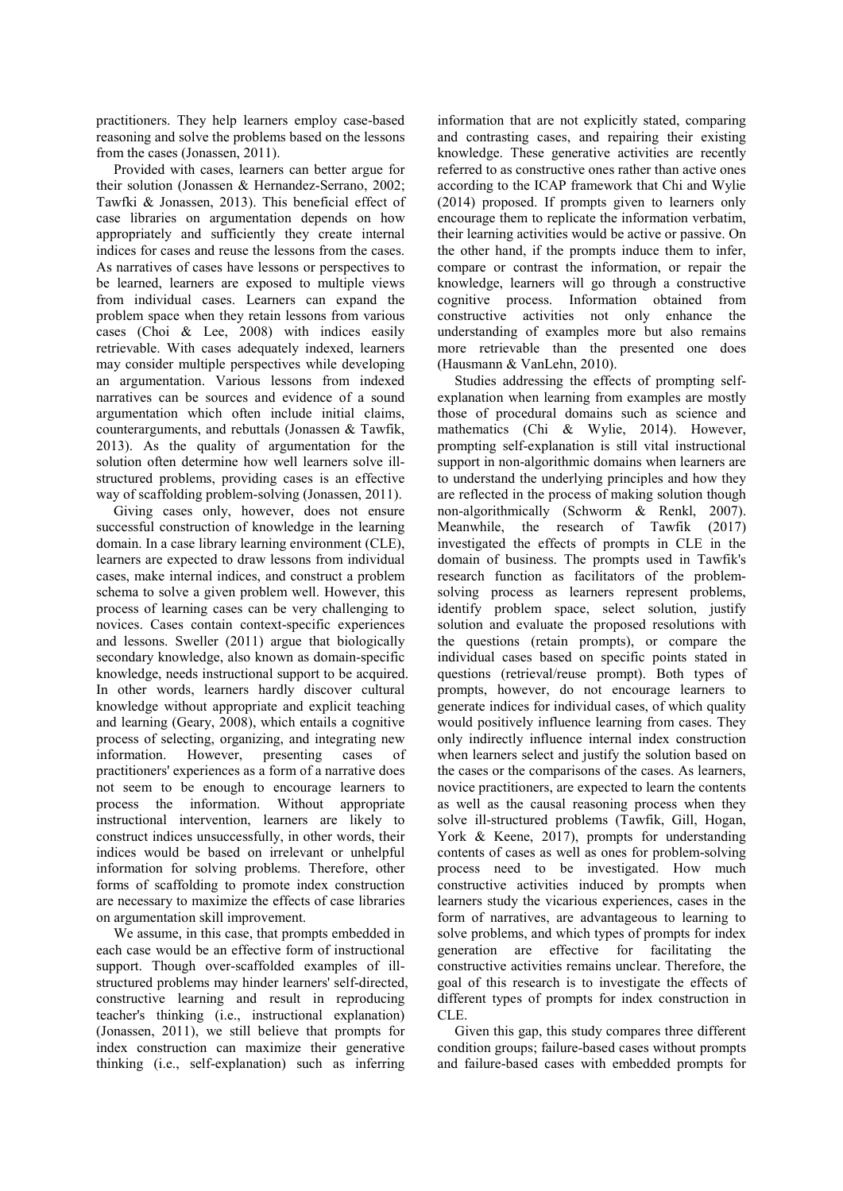practitioners. They help learners employ case-based reasoning and solve the problems based on the lessons from the cases (Jonassen, 2011).

Provided with cases, learners can better argue for their solution (Jonassen & Hernandez-Serrano, 2002; Tawfki & Jonassen, 2013). This beneficial effect of case libraries on argumentation depends on how appropriately and sufficiently they create internal indices for cases and reuse the lessons from the cases. As narratives of cases have lessons or perspectives to be learned, learners are exposed to multiple views from individual cases. Learners can expand the problem space when they retain lessons from various cases (Choi & Lee, 2008) with indices easily retrievable. With cases adequately indexed, learners may consider multiple perspectives while developing an argumentation. Various lessons from indexed narratives can be sources and evidence of a sound argumentation which often include initial claims, counterarguments, and rebuttals (Jonassen & Tawfik, 2013). As the quality of argumentation for the solution often determine how well learners solve ill-structured problems, providing cases is an effective way of scaffolding problem-solving (Jonassen, 2011).

Giving cases only, however, does not ensure successful construction of knowledge in the learning domain. In a case library learning environment (CLE), learners are expected to draw lessons from individual cases, make internal indices, and construct a problem schema to solve a given problem well. However, this process of learning cases can be very challenging to novices. Cases contain context-specific experiences and lessons. Sweller (2011) argue that biologically secondary knowledge, also known as domain-specific knowledge, needs instructional support to be acquired. In other words, learners hardly discover cultural knowledge without appropriate and explicit teaching and learning (Geary, 2008), which entails a cognitive process of selecting, organizing, and integrating new information. However, presenting cases of practitioners' experiences as a form of a narrative does not seem to be enough to encourage learners to process the information. Without appropriate instructional intervention, learners are likely to construct indices unsuccessfully, in other words, their indices would be based on irrelevant or unhelpful information for solving problems. Therefore, other forms of scaffolding to promote index construction are necessary to maximize the effects of case libraries on argumentation skill improvement.

We assume, in this case, that prompts embedded in each case would be an effective form of instructional support. Though over-scaffolded examples of ill-structured problems may hinder learners' self-directed, constructive learning and result in reproducing teacher's thinking (i.e., instructional explanation) (Jonassen, 2011), we still believe that prompts for index construction can maximize their generative thinking (i.e., self-explanation) such as inferring information that are not explicitly stated, comparing and contrasting cases, and repairing their existing knowledge. These generative activities are recently referred to as constructive ones rather than active ones according to the ICAP framework that Chi and Wylie (2014) proposed. If prompts given to learners only encourage them to replicate the information verbatim, their learning activities would be active or passive. On the other hand, if the prompts induce them to infer, compare or contrast the information, or repair the knowledge, learners will go through a constructive cognitive process. Information obtained from constructive activities not only enhance the understanding of examples more but also remains more retrievable than the presented one does (Hausmann & VanLehn, 2010).

Studies addressing the effects of prompting self-explanation when learning from examples are mostly those of procedural domains such as science and mathematics (Chi & Wylie, 2014). However, prompting self-explanation is still vital instructional support in non-algorithmic domains when learners are to understand the underlying principles and how they are reflected in the process of making solution though non-algorithmically (Schworm & Renkl, 2007). Meanwhile, the research of Tawfik (2017) investigated the effects of prompts in CLE in the domain of business. The prompts used in Tawfik's research function as facilitators of the problem-solving process as learners represent problems, identify problem space, select solution, justify solution and evaluate the proposed resolutions with the questions (retain prompts), or compare the individual cases based on specific points stated in questions (retrieval/reuse prompt). Both types of prompts, however, do not encourage learners to generate indices for individual cases, of which quality would positively influence learning from cases. They only indirectly influence internal index construction when learners select and justify the solution based on the cases or the comparisons of the cases. As learners, novice practitioners, are expected to learn the contents as well as the causal reasoning process when they solve ill-structured problems (Tawfik, Gill, Hogan, York & Keene, 2017), prompts for understanding contents of cases as well as ones for problem-solving process need to be investigated. How much constructive activities induced by prompts when learners study the vicarious experiences, cases in the form of narratives, are advantageous to learning to solve problems, and which types of prompts for index generation are effective for facilitating the constructive activities remains unclear. Therefore, the goal of this research is to investigate the effects of different types of prompts for index construction in CLE.

Given this gap, this study compares three different condition groups; failure-based cases without prompts and failure-based cases with embedded prompts for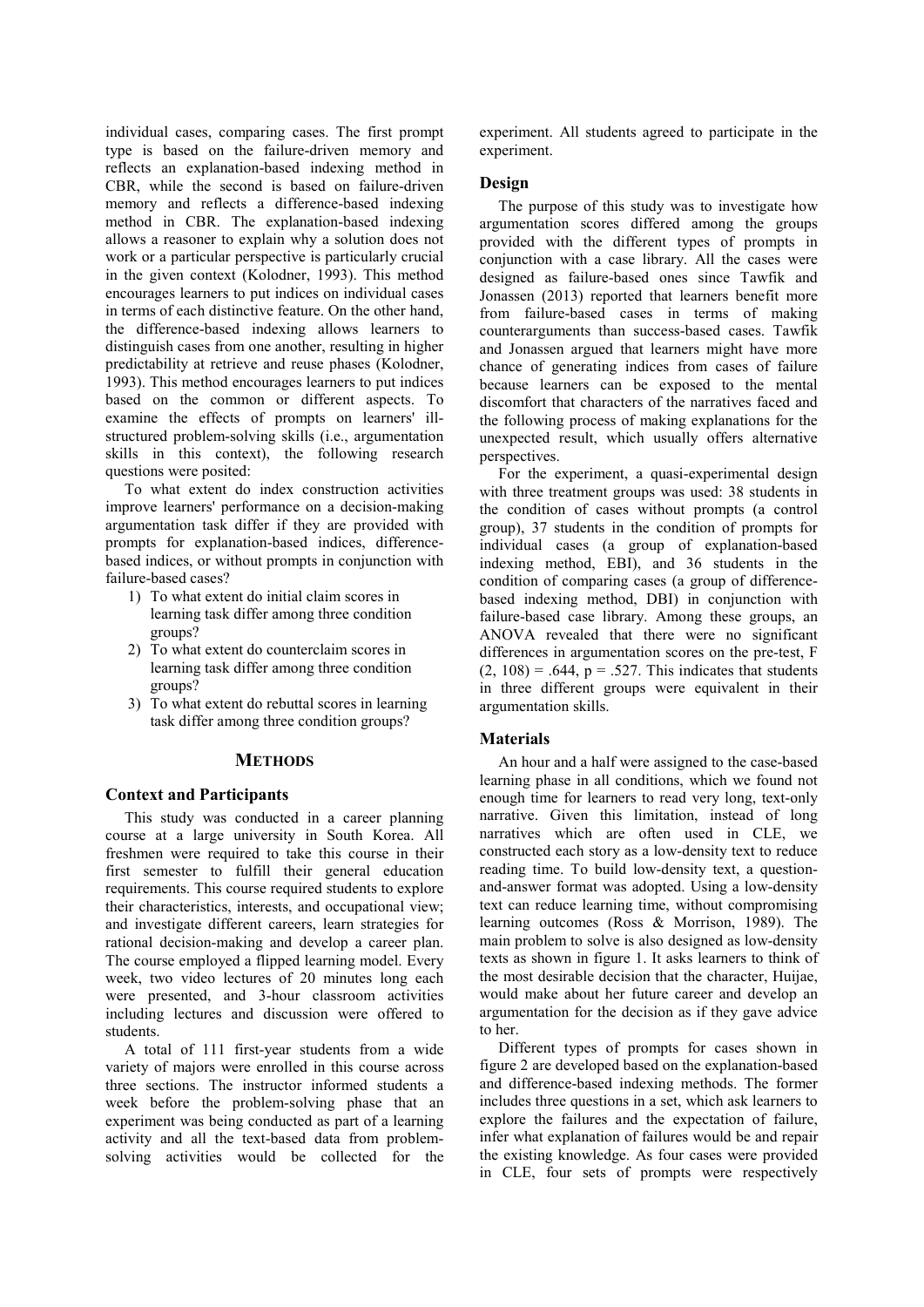individual cases, comparing cases. The first prompt type is based on the failure-driven memory and reflects an explanation-based indexing method in CBR, while the second is based on failure-driven memory and reflects a difference-based indexing method in CBR. The explanation-based indexing allows a reasoner to explain why a solution does not work or a particular perspective is particularly crucial in the given context (Kolodner, 1993). This method encourages learners to put indices on individual cases in terms of each distinctive feature. On the other hand, the difference-based indexing allows learners to distinguish cases from one another, resulting in higher predictability at retrieve and reuse phases (Kolodner, 1993). This method encourages learners to put indices based on the common or different aspects. To examine the effects of prompts on learners' ill-structured problem-solving skills (i.e., argumentation skills in this context), the following research questions were posited:

To what extent do index construction activities improve learners' performance on a decision-making argumentation task differ if they are provided with prompts for explanation-based indices, difference-based indices, or without prompts in conjunction with failure-based cases?

1) To what extent do initial claim scores in learning task differ among three condition groups?
2) To what extent do counterclaim scores in learning task differ among three condition groups?
3) To what extent do rebuttal scores in learning task differ among three condition groups?

## METHODS

### Context and Participants

This study was conducted in a career planning course at a large university in South Korea. All freshmen were required to take this course in their first semester to fulfill their general education requirements. This course required students to explore their characteristics, interests, and occupational view; and investigate different careers, learn strategies for rational decision-making and develop a career plan. The course employed a flipped learning model. Every week, two video lectures of 20 minutes long each were presented, and 3-hour classroom activities including lectures and discussion were offered to students.

A total of 111 first-year students from a wide variety of majors were enrolled in this course across three sections. The instructor informed students a week before the problem-solving phase that an experiment was being conducted as part of a learning activity and all the text-based data from problem-solving activities would be collected for the experiment. All students agreed to participate in the experiment.

### Design

The purpose of this study was to investigate how argumentation scores differed among the groups provided with the different types of prompts in conjunction with a case library. All the cases were designed as failure-based ones since Tawfik and Jonassen (2013) reported that learners benefit more from failure-based cases in terms of making counterarguments than success-based cases. Tawfik and Jonassen argued that learners might have more chance of generating indices from cases of failure because learners can be exposed to the mental discomfort that characters of the narratives faced and the following process of making explanations for the unexpected result, which usually offers alternative perspectives.

For the experiment, a quasi-experimental design with three treatment groups was used: 38 students in the condition of cases without prompts (a control group), 37 students in the condition of prompts for individual cases (a group of explanation-based indexing method, EBI), and 36 students in the condition of comparing cases (a group of difference-based indexing method, DBI) in conjunction with failure-based case library. Among these groups, an ANOVA revealed that there were no significant differences in argumentation scores on the pre-test, $F(2, 108) = .644$, $p = .527$. This indicates that students in three different groups were equivalent in their argumentation skills.

### Materials

An hour and a half were assigned to the case-based learning phase in all conditions, which we found not enough time for learners to read very long, text-only narrative. Given this limitation, instead of long narratives which are often used in CLE, we constructed each story as a low-density text to reduce reading time. To build low-density text, a question-and-answer format was adopted. Using a low-density text can reduce learning time, without compromising learning outcomes (Ross & Morrison, 1989). The main problem to solve is also designed as low-density texts as shown in figure 1. It asks learners to think of the most desirable decision that the character, Huijae, would make about her future career and develop an argumentation for the decision as if they gave advice to her.

Different types of prompts for cases shown in figure 2 are developed based on the explanation-based and difference-based indexing methods. The former includes three questions in a set, which ask learners to explore the failures and the expectation of failure, infer what explanation of failures would be and repair the existing knowledge. As four cases were provided in CLE, four sets of prompts were respectively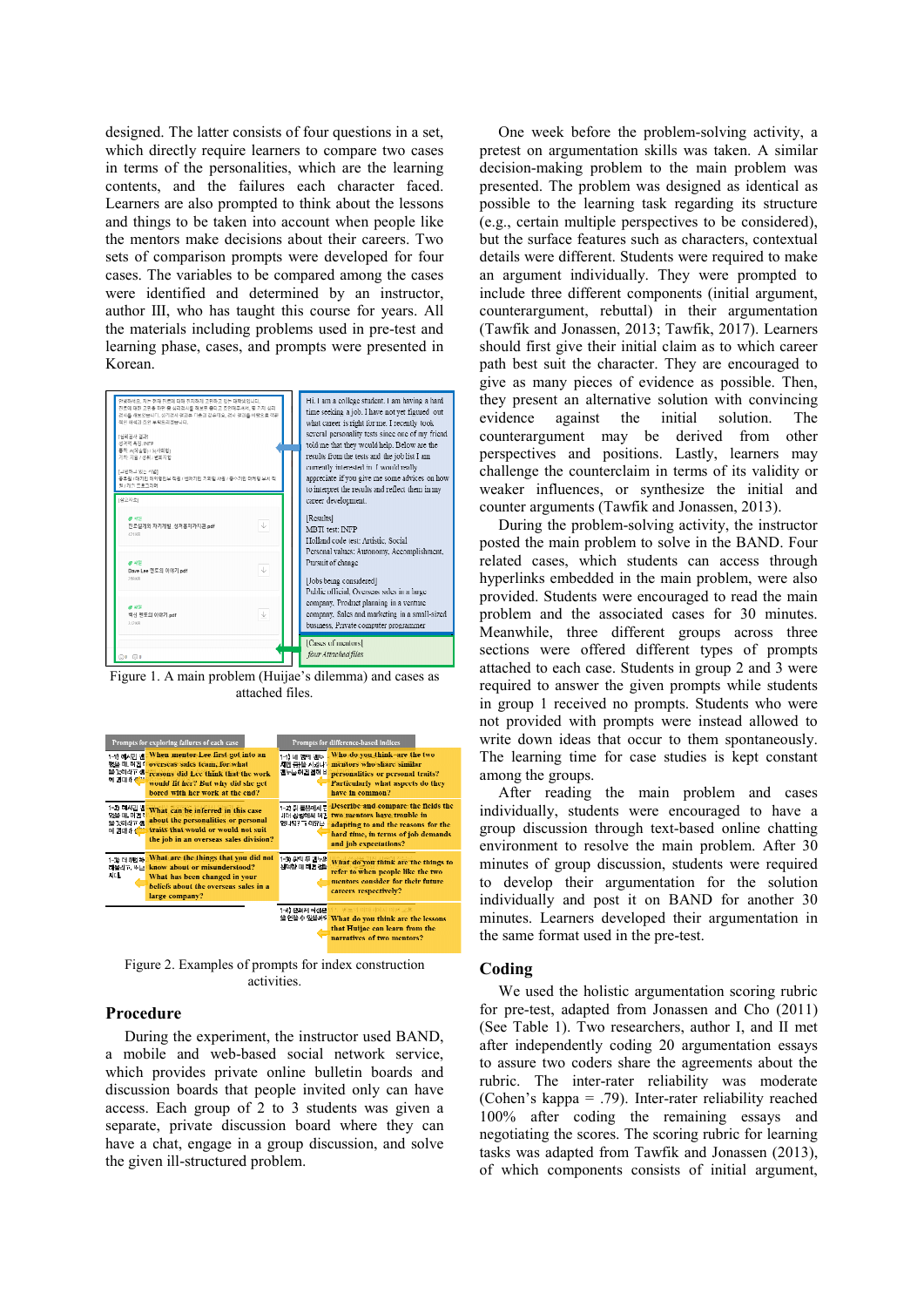designed. The latter consists of four questions in a set, which directly require learners to compare two cases in terms of the personalities, which are the learning contents, and the failures each character faced. Learners are also prompted to think about the lessons and things to be taken into account when people like the mentors make decisions about their careers. Two sets of comparison prompts were developed for four cases. The variables to be compared among the cases were identified and determined by an instructor, author III, who has taught this course for years. All the materials including problems used in pre-test and learning phase, cases, and prompts were presented in Korean.

Hi. I am a college student. I am having a hard time seeking a job. I have not yet figured out what career is right for me. I recently took several personality tests since one of my friend told me that they would help. Below are the results from the tests and the job list I am currently interested in. I would really appreciate if you give me some advices on how to interpret the results and reflect them in my career development.

[Results]
MBTI test: INFP
Holland code test: Artistic, Social
Personal values: Autonomy, Accomplishment, Pursuit of change

[Jobs being considered]
Public official, Overseas sales in a large company, Product planning in a venture company, Sales and marketing in a small-sized business, Private computer programmer

[Cases of mentors]
*four Attached files*

Figure 1. A main problem (Huijae's dilemma) and cases as attached files.

| Prompts for exploring failures of each case | Prompts for difference-based indices |
| --- | --- |
| When mentor Lee first got into an overseas sales team, for what reasons did Lee think that the work would fit her? But why did she get bored with her work at the end? | Who do you think are the two mentors who share similar personalities or personal traits? Particularly what aspects do they have in common? |
| What can be inferred in this case about the personalities or personal traits that would or would not suit the job in an overseas sales division? | Describe and compare the fields the two mentors have trouble in adapting to and the reasons for the hard time, in terms of job demands and job expectations? |
| What are the things that you did not know about or misunderstood? What has been changed in your beliefs about the overseas sales in a large company? | What do you think are the things to refer to when people like the two mentors consider for their future careers respectively? |
| | What do you think are the lessons that Huijae can learn from the narratives of two mentors? |

Figure 2. Examples of prompts for index construction activities.

## Procedure

During the experiment, the instructor used BAND, a mobile and web-based social network service, which provides private online bulletin boards and discussion boards that people invited only can have access. Each group of 2 to 3 students was given a separate, private discussion board where they can have a chat, engage in a group discussion, and solve the given ill-structured problem.

One week before the problem-solving activity, a pretest on argumentation skills was taken. A similar decision-making problem to the main problem was presented. The problem was designed as identical as possible to the learning task regarding its structure (e.g., certain multiple perspectives to be considered), but the surface features such as characters, contextual details were different. Students were required to make an argument individually. They were prompted to include three different components (initial argument, counterargument, rebuttal) in their argumentation (Tawfik and Jonassen, 2013; Tawfik, 2017). Learners should first give their initial claim as to which career path best suit the character. They are encouraged to give as many pieces of evidence as possible. Then, they present an alternative solution with convincing evidence against the initial solution. The counterargument may be derived from other perspectives and positions. Lastly, learners may challenge the counterclaim in terms of its validity or weaker influences, or synthesize the initial and counter arguments (Tawfik and Jonassen, 2013).

During the problem-solving activity, the instructor posted the main problem to solve in the BAND. Four related cases, which students can access through hyperlinks embedded in the main problem, were also provided. Students were encouraged to read the main problem and the associated cases for 30 minutes. Meanwhile, three different groups across three sections were offered different types of prompts attached to each case. Students in group 2 and 3 were required to answer the given prompts while students in group 1 received no prompts. Students who were not provided with prompts were instead allowed to write down ideas that occur to them spontaneously. The learning time for case studies is kept constant among the groups.

After reading the main problem and cases individually, students were encouraged to have a group discussion through text-based online chatting environment to resolve the main problem. After 30 minutes of group discussion, students were required to develop their argumentation for the solution individually and post it on BAND for another 30 minutes. Learners developed their argumentation in the same format used in the pre-test.

## Coding

We used the holistic argumentation scoring rubric for pre-test, adapted from Jonassen and Cho (2011) (See Table 1). Two researchers, author I, and II met after independently coding 20 argumentation essays to assure two coders share the agreements about the rubric. The inter-rater reliability was moderate (Cohen's kappa = .79). Inter-rater reliability reached 100% after coding the remaining essays and negotiating the scores. The scoring rubric for learning tasks was adapted from Tawfik and Jonassen (2013), of which components consists of initial argument,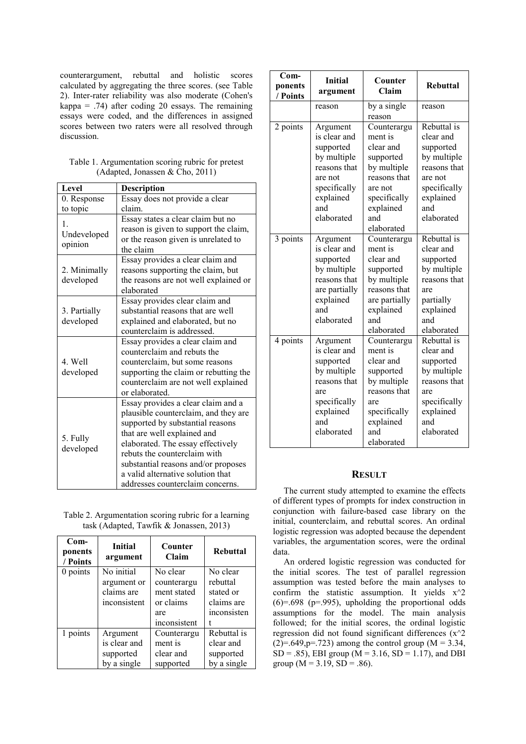counterargument, rebuttal and holistic scores calculated by aggregating the three scores. (see Table 2). Inter-rater reliability was also moderate (Cohen's kappa = .74) after coding 20 essays. The remaining essays were coded, and the differences in assigned scores between two raters were all resolved through discussion.

Table 1. Argumentation scoring rubric for pretest (Adapted, Jonassen & Cho, 2011)

| Level | Description |
|---|---|
| 0. Response to topic | Essay does not provide a clear claim. |
| 1. Undeveloped opinion | Essay states a clear claim but no reason is given to support the claim, or the reason given is unrelated to the claim |
| 2. Minimally developed | Essay provides a clear claim and reasons supporting the claim, but the reasons are not well explained or elaborated |
| 3. Partially developed | Essay provides clear claim and substantial reasons that are well explained and elaborated, but no counterclaim is addressed. |
| 4. Well developed | Essay provides a clear claim and counterclaim and rebuts the counterclaim, but some reasons supporting the claim or rebutting the counterclaim are not well explained or elaborated. |
| 5. Fully developed | Essay provides a clear claim and a plausible counterclaim, and they are supported by substantial reasons that are well explained and elaborated. The essay effectively rebuts the counterclaim with substantial reasons and/or proposes a valid alternative solution that addresses counterclaim concerns. |

Table 2. Argumentation scoring rubric for a learning task (Adapted, Tawfik & Jonassen, 2013)

| Components / Points | Initial argument | Counter Claim | Rebuttal |
|---|---|---|---|
| 0 points | No initial argument or claims are inconsistent | No clear counterargument stated or claims are inconsistent | No clear rebuttal stated or claims are inconsistent |
| 1 points | Argument is clear and supported by a single reason | Counterargument is clear and supported by a single reason | Rebuttal is clear and supported by a single reason |
| 2 points | Argument is clear and supported by multiple reasons that are not specifically explained and elaborated | Counterargument is clear and supported by multiple reasons that are not specifically explained and elaborated | Rebuttal is clear and supported by multiple reasons that are not specifically explained and elaborated |
| 3 points | Argument is clear and supported by multiple reasons that are partially explained and elaborated | Counterargument is clear and supported by multiple reasons that are partially explained and elaborated | Rebuttal is clear and supported by multiple reasons that are partially explained and elaborated |
| 4 points | Argument is clear and supported by multiple reasons that are specifically explained and elaborated | Counterargument is clear and supported by multiple reasons that are specifically explained and elaborated | Rebuttal is clear and supported by multiple reasons that are specifically explained and elaborated |

## RESULT

The current study attempted to examine the effects of different types of prompts for index construction in conjunction with failure-based case library on the initial, counterclaim, and rebuttal scores. An ordinal logistic regression was adopted because the dependent variables, the argumentation scores, were the ordinal data.

An ordered logistic regression was conducted for the initial scores. The test of parallel regression assumption was tested before the main analyses to confirm the statistic assumption. It yields $x^2$ $(6)=.698$ ($p=.995$), upholding the proportional odds assumptions for the model. The main analysis followed; for the initial scores, the ordinal logistic regression did not found significant differences ($x^2$ $(2)=.649, p=.723$) among the control group ($M = 3.34$, $SD = .85$), EBI group ($M = 3.16$, $SD = 1.17$), and DBI group ($M = 3.19$, $SD = .86$).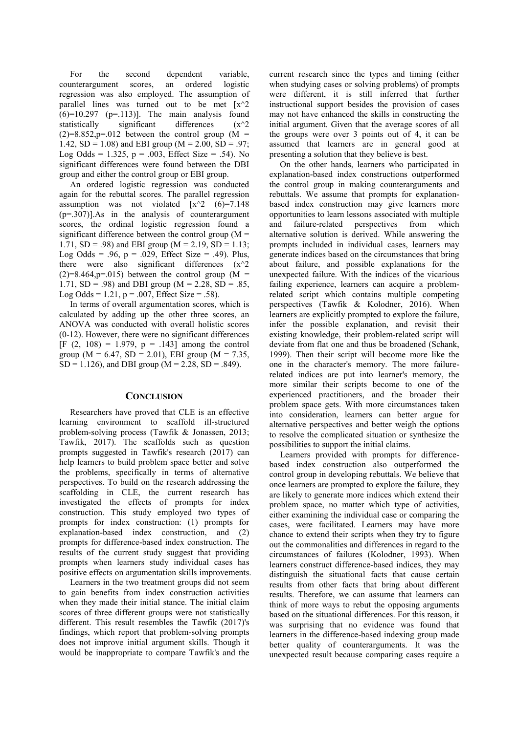For the second dependent variable, counterargument scores, an ordered logistic regression was also employed. The assumption of parallel lines was turned out to be met [$x^2$ (6)=10.297 (p=.113)]. The main analysis found statistically significant differences ($x^2$ (2)=8.852,p=.012 between the control group (M = 1.42, SD = 1.08) and EBI group (M = 2.00, SD = .97; Log Odds = 1.325, p = .003, Effect Size = .54). No significant differences were found between the DBI group and either the control group or EBI group.

An ordered logistic regression was conducted again for the rebuttal scores. The parallel regression assumption was not violated [$x^2$ (6)=7.148 (p=.307)].As in the analysis of counterargument scores, the ordinal logistic regression found a significant difference between the control group (M = 1.71, SD = .98) and EBI group (M = 2.19, SD = 1.13; Log Odds = .96, p = .029, Effect Size = .49). Plus, there were also significant differences ($x^2$ (2)=8.464,p=.015) between the control group (M = 1.71, SD = .98) and DBI group (M = 2.28, SD = .85, Log Odds = 1.21, p = .007, Effect Size = .58).

In terms of overall argumentation scores, which is calculated by adding up the other three scores, an ANOVA was conducted with overall holistic scores (0-12). However, there were no significant differences [F (2, 108) = 1.979, p = .143] among the control group (M = 6.47, SD = 2.01), EBI group (M = 7.35, SD = 1.126), and DBI group (M = 2.28, SD = .849).

## CONCLUSION

Researchers have proved that CLE is an effective learning environment to scaffold ill-structured problem-solving process (Tawfik & Jonassen, 2013; Tawfik, 2017). The scaffolds such as question prompts suggested in Tawfik's research (2017) can help learners to build problem space better and solve the problems, specifically in terms of alternative perspectives. To build on the research addressing the scaffolding in CLE, the current research has investigated the effects of prompts for index construction. This study employed two types of prompts for index construction: (1) prompts for explanation-based index construction, and (2) prompts for difference-based index construction. The results of the current study suggest that providing prompts when learners study individual cases has positive effects on argumentation skills improvements.

Learners in the two treatment groups did not seem to gain benefits from index construction activities when they made their initial stance. The initial claim scores of three different groups were not statistically different. This result resembles the Tawfik (2017)'s findings, which report that problem-solving prompts does not improve initial argument skills. Though it would be inappropriate to compare Tawfik's and the current research since the types and timing (either when studying cases or solving problems) of prompts were different, it is still inferred that further instructional support besides the provision of cases may not have enhanced the skills in constructing the initial argument. Given that the average scores of all the groups were over 3 points out of 4, it can be assumed that learners are in general good at presenting a solution that they believe is best.

On the other hands, learners who participated in explanation-based index constructions outperformed the control group in making counterarguments and rebuttals. We assume that prompts for explanation-based index construction may give learners more opportunities to learn lessons associated with multiple and failure-related perspectives from which alternative solution is derived. While answering the prompts included in individual cases, learners may generate indices based on the circumstances that bring about failure, and possible explanations for the unexpected failure. With the indices of the vicarious failing experience, learners can acquire a problem-related script which contains multiple competing perspectives (Tawfik & Kolodner, 2016). When learners are explicitly prompted to explore the failure, infer the possible explanation, and revisit their existing knowledge, their problem-related script will deviate from flat one and thus be broadened (Schank, 1999). Then their script will become more like the one in the character's memory. The more failure-related indices are put into learner's memory, the more similar their scripts become to one of the experienced practitioners, and the broader their problem space gets. With more circumstances taken into consideration, learners can better argue for alternative perspectives and better weigh the options to resolve the complicated situation or synthesize the possibilities to support the initial claims.

Learners provided with prompts for difference-based index construction also outperformed the control group in developing rebuttals. We believe that once learners are prompted to explore the failure, they are likely to generate more indices which extend their problem space, no matter which type of activities, either examining the individual case or comparing the cases, were facilitated. Learners may have more chance to extend their scripts when they try to figure out the commonalities and differences in regard to the circumstances of failures (Kolodner, 1993). When learners construct difference-based indices, they may distinguish the situational facts that cause certain results from other facts that bring about different results. Therefore, we can assume that learners can think of more ways to rebut the opposing arguments based on the situational differences. For this reason, it was surprising that no evidence was found that learners in the difference-based indexing group made better quality of counterarguments. It was the unexpected result because comparing cases require a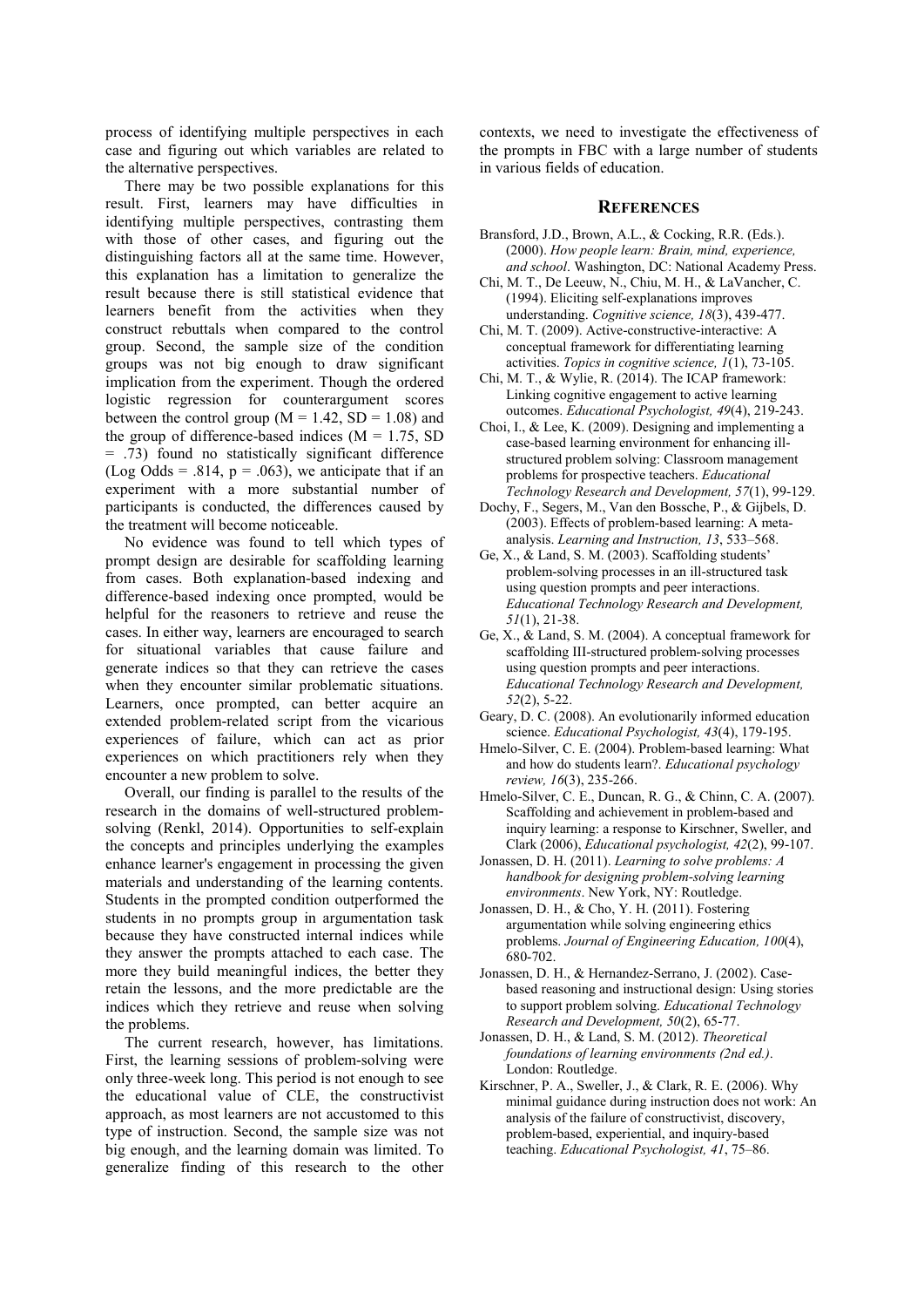process of identifying multiple perspectives in each case and figuring out which variables are related to the alternative perspectives.

There may be two possible explanations for this result. First, learners may have difficulties in identifying multiple perspectives, contrasting them with those of other cases, and figuring out the distinguishing factors all at the same time. However, this explanation has a limitation to generalize the result because there is still statistical evidence that learners benefit from the activities when they construct rebuttals when compared to the control group. Second, the sample size of the condition groups was not big enough to draw significant implication from the experiment. Though the ordered logistic regression for counterargument scores between the control group ($M = 1.42$, $SD = 1.08$) and the group of difference-based indices ($M = 1.75$, $SD = .73$) found no statistically significant difference (Log Odds = .814, $p = .063$), we anticipate that if an experiment with a more substantial number of participants is conducted, the differences caused by the treatment will become noticeable.

No evidence was found to tell which types of prompt design are desirable for scaffolding learning from cases. Both explanation-based indexing and difference-based indexing once prompted, would be helpful for the reasoners to retrieve and reuse the cases. In either way, learners are encouraged to search for situational variables that cause failure and generate indices so that they can retrieve the cases when they encounter similar problematic situations. Learners, once prompted, can better acquire an extended problem-related script from the vicarious experiences of failure, which can act as prior experiences on which practitioners rely when they encounter a new problem to solve.

Overall, our finding is parallel to the results of the research in the domains of well-structured problem-solving (Renkl, 2014). Opportunities to self-explain the concepts and principles underlying the examples enhance learner's engagement in processing the given materials and understanding of the learning contents. Students in the prompted condition outperformed the students in no prompts group in argumentation task because they have constructed internal indices while they answer the prompts attached to each case. The more they build meaningful indices, the better they retain the lessons, and the more predictable are the indices which they retrieve and reuse when solving the problems.

The current research, however, has limitations. First, the learning sessions of problem-solving were only three-week long. This period is not enough to see the educational value of CLE, the constructivist approach, as most learners are not accustomed to this type of instruction. Second, the sample size was not big enough, and the learning domain was limited. To generalize finding of this research to the other contexts, we need to investigate the effectiveness of the prompts in FBC with a large number of students in various fields of education.

## References

Bransford, J.D., Brown, A.L., & Cocking, R.R. (Eds.). (2000). *How people learn: Brain, mind, experience, and school*. Washington, DC: National Academy Press.

Chi, M. T., De Leeuw, N., Chiu, M. H., & LaVancher, C. (1994). Eliciting self-explanations improves understanding. *Cognitive science, 18*(3), 439-477.

Chi, M. T. (2009). Active-constructive-interactive: A conceptual framework for differentiating learning activities. *Topics in cognitive science, 1*(1), 73-105.

Chi, M. T., & Wylie, R. (2014). The ICAP framework: Linking cognitive engagement to active learning outcomes. *Educational Psychologist, 49*(4), 219-243.

Choi, I., & Lee, K. (2009). Designing and implementing a case-based learning environment for enhancing ill-structured problem solving: Classroom management problems for prospective teachers. *Educational Technology Research and Development, 57*(1), 99-129.

Dochy, F., Segers, M., Van den Bossche, P., & Gijbels, D. (2003). Effects of problem-based learning: A meta-analysis. *Learning and Instruction, 13*, 533–568.

Ge, X., & Land, S. M. (2003). Scaffolding students' problem-solving processes in an ill-structured task using question prompts and peer interactions. *Educational Technology Research and Development, 51*(1), 21-38.

Ge, X., & Land, S. M. (2004). A conceptual framework for scaffolding III-structured problem-solving processes using question prompts and peer interactions. *Educational Technology Research and Development, 52*(2), 5-22.

Geary, D. C. (2008). An evolutionarily informed education science. *Educational Psychologist, 43*(4), 179-195.

Hmelo-Silver, C. E. (2004). Problem-based learning: What and how do students learn?. *Educational psychology review, 16*(3), 235-266.

Hmelo-Silver, C. E., Duncan, R. G., & Chinn, C. A. (2007). Scaffolding and achievement in problem-based and inquiry learning: a response to Kirschner, Sweller, and Clark (2006), *Educational psychologist, 42*(2), 99-107.

Jonassen, D. H. (2011). *Learning to solve problems: A handbook for designing problem-solving learning environments*. New York, NY: Routledge.

Jonassen, D. H., & Cho, Y. H. (2011). Fostering argumentation while solving engineering ethics problems. *Journal of Engineering Education, 100*(4), 680-702.

Jonassen, D. H., & Hernandez-Serrano, J. (2002). Case-based reasoning and instructional design: Using stories to support problem solving. *Educational Technology Research and Development, 50*(2), 65-77.

Jonassen, D. H., & Land, S. M. (2012). *Theoretical foundations of learning environments (2nd ed.)*. London: Routledge.

Kirschner, P. A., Sweller, J., & Clark, R. E. (2006). Why minimal guidance during instruction does not work: An analysis of the failure of constructivist, discovery, problem-based, experiential, and inquiry-based teaching. *Educational Psychologist, 41*, 75–86.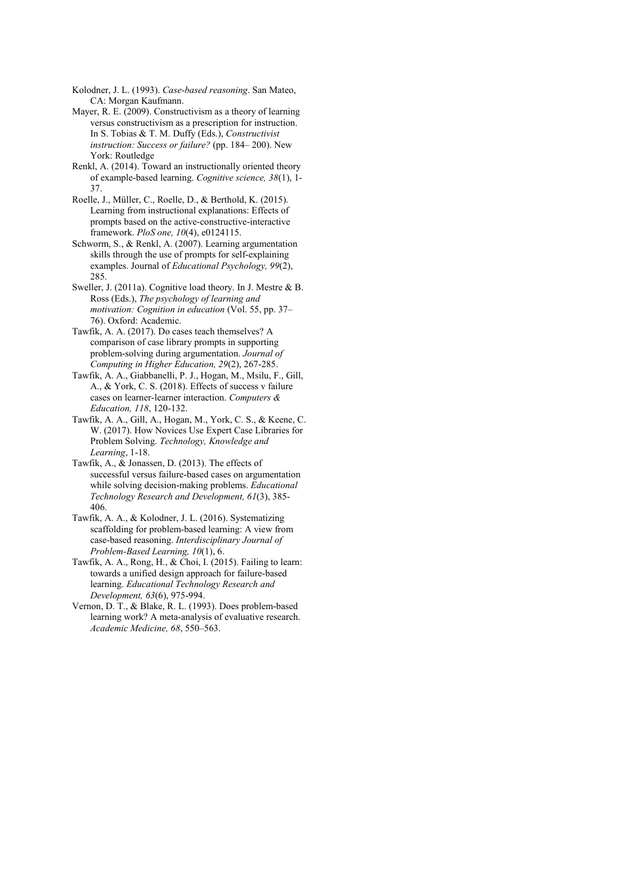Kolodner, J. L. (1993). *Case-based reasoning*. San Mateo, CA: Morgan Kaufmann.

Mayer, R. E. (2009). Constructivism as a theory of learning versus constructivism as a prescription for instruction. In S. Tobias & T. M. Duffy (Eds.), *Constructivist instruction: Success or failure?* (pp. 184– 200). New York: Routledge

Renkl, A. (2014). Toward an instructionally oriented theory of example-based learning. *Cognitive science, 38*(1), 1-37.

Roelle, J., Müller, C., Roelle, D., & Berthold, K. (2015). Learning from instructional explanations: Effects of prompts based on the active-constructive-interactive framework. *PloS one, 10*(4), e0124115.

Schworm, S., & Renkl, A. (2007). Learning argumentation skills through the use of prompts for self-explaining examples. Journal of *Educational Psychology, 99*(2), 285.

Sweller, J. (2011a). Cognitive load theory. In J. Mestre & B. Ross (Eds.), *The psychology of learning and motivation: Cognition in education* (Vol. 55, pp. 37–76). Oxford: Academic.

Tawfik, A. A. (2017). Do cases teach themselves? A comparison of case library prompts in supporting problem-solving during argumentation. *Journal of Computing in Higher Education, 29*(2), 267-285.

Tawfik, A. A., Giabbanelli, P. J., Hogan, M., Msilu, F., Gill, A., & York, C. S. (2018). Effects of success v failure cases on learner-learner interaction. *Computers & Education, 118*, 120-132.

Tawfik, A. A., Gill, A., Hogan, M., York, C. S., & Keene, C. W. (2017). How Novices Use Expert Case Libraries for Problem Solving. *Technology, Knowledge and Learning*, 1-18.

Tawfik, A., & Jonassen, D. (2013). The effects of successful versus failure-based cases on argumentation while solving decision-making problems. *Educational Technology Research and Development, 61*(3), 385-406.

Tawfik, A. A., & Kolodner, J. L. (2016). Systematizing scaffolding for problem-based learning: A view from case-based reasoning. *Interdisciplinary Journal of Problem-Based Learning, 10*(1), 6.

Tawfik, A. A., Rong, H., & Choi, I. (2015). Failing to learn: towards a unified design approach for failure-based learning. *Educational Technology Research and Development, 63*(6), 975-994.

Vernon, D. T., & Blake, R. L. (1993). Does problem-based learning work? A meta-analysis of evaluative research. *Academic Medicine, 68*, 550–563.